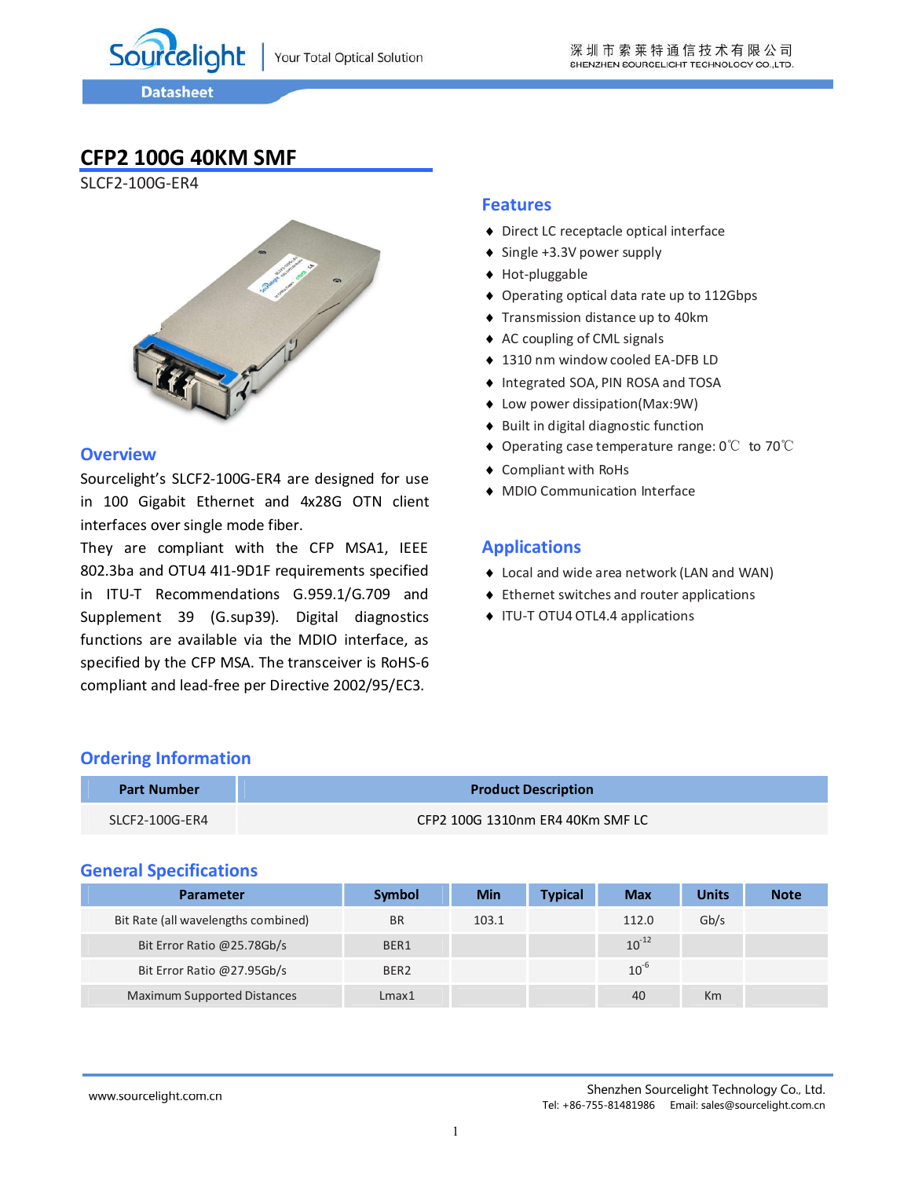# CFP2 100G 40KM SMF

SLCF2-100G-ER4

## Overview

Sourcelight's SLCF2-100G-ER4 are designed for use in 100 Gigabit Ethernet and 4x28G OTN client interfaces over single mode fiber.

They are compliant with the CFP MSA1, IEEE 802.3ba and OTU4 4I1-9D1F requirements specified in ITU-T Recommendations G.959.1/G.709 and Supplement 39 (G.sup39). Digital diagnostics functions are available via the MDIO interface, as specified by the CFP MSA. The transceiver is RoHS-6 compliant and lead-free per Directive 2002/95/EC3.

## Features

- Direct LC receptacle optical interface
- Single +3.3V power supply
- Hot-pluggable
- Operating optical data rate up to 112Gbps
- Transmission distance up to 40km
- AC coupling of CML signals
- 1310 nm window cooled EA-DFB LD
- Integrated SOA, PIN ROSA and TOSA
- Low power dissipation(Max:9W)
- Built in digital diagnostic function
- Operating case temperature range: 0℃ to 70℃
- Compliant with RoHs
- MDIO Communication Interface

## Applications

- Local and wide area network (LAN and WAN)
- Ethernet switches and router applications
- ITU-T OTU4 OTL4.4 applications

## Ordering Information

| Part Number | Product Description |
|---|---|
| SLCF2-100G-ER4 | CFP2 100G 1310nm ER4 40Km SMF LC |

## General Specifications

| Parameter | Symbol | Min | Typical | Max | Units | Note |
|---|---|---|---|---|---|---|
| Bit Rate (all wavelengths combined) | BR | 103.1 | | 112.0 | Gb/s | |
| Bit Error Ratio @25.78Gb/s | BER1 | | | $10^{-12}$ | | |
| Bit Error Ratio @27.95Gb/s | BER2 | | | $10^{-6}$ | | |
| Maximum Supported Distances | Lmax1 | | | 40 | Km | |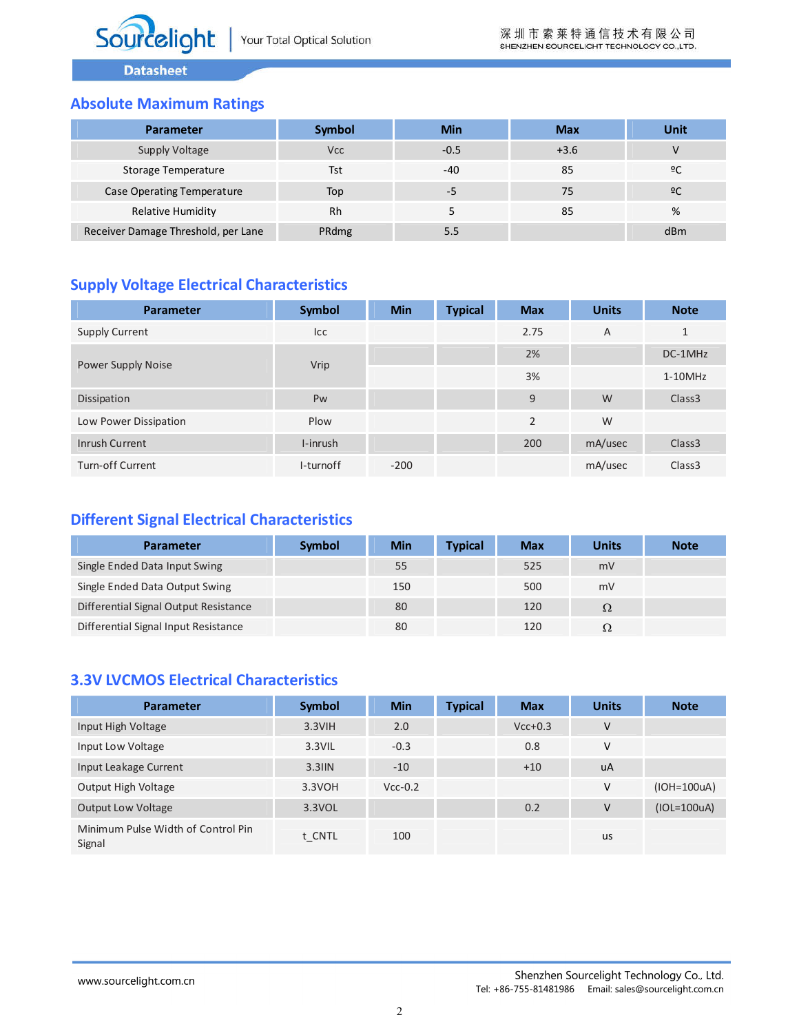## Absolute Maximum Ratings

| Parameter | Symbol | Min | Max | Unit |
|---|---|---|---|---|
| Supply Voltage | Vcc | -0.5 | +3.6 | V |
| Storage Temperature | Tst | -40 | 85 | ºC |
| Case Operating Temperature | Top | -5 | 75 | ºC |
| Relative Humidity | Rh | 5 | 85 | % |
| Receiver Damage Threshold, per Lane | PRdmg | 5.5 | | dBm |

## Supply Voltage Electrical Characteristics

| Parameter | Symbol | Min | Typical | Max | Units | Note |
|---|---|---|---|---|---|---|
| Supply Current | Icc | | | 2.75 | A | 1 |
| Power Supply Noise | Vrip | | | 2% | | DC-1MHz |
| | | | | 3% | | 1-10MHz |
| Dissipation | Pw | | | 9 | W | Class3 |
| Low Power Dissipation | Plow | | | 2 | W | |
| Inrush Current | I-inrush | | | 200 | mA/usec | Class3 |
| Turn-off Current | I-turnoff | -200 | | | mA/usec | Class3 |

## Different Signal Electrical Characteristics

| Parameter | Symbol | Min | Typical | Max | Units | Note |
|---|---|---|---|---|---|---|
| Single Ended Data Input Swing | | 55 | | 525 | mV | |
| Single Ended Data Output Swing | | 150 | | 500 | mV | |
| Differential Signal Output Resistance | | 80 | | 120 | Ω | |
| Differential Signal Input Resistance | | 80 | | 120 | Ω | |

## 3.3V LVCMOS Electrical Characteristics

| Parameter | Symbol | Min | Typical | Max | Units | Note |
|---|---|---|---|---|---|---|
| Input High Voltage | 3.3VIH | 2.0 | | Vcc+0.3 | V | |
| Input Low Voltage | 3.3VIL | -0.3 | | 0.8 | V | |
| Input Leakage Current | 3.3IIN | -10 | | +10 | uA | |
| Output High Voltage | 3.3VOH | Vcc-0.2 | | | V | (IOH=100uA) |
| Output Low Voltage | 3.3VOL | | | 0.2 | V | (IOL=100uA) |
| Minimum Pulse Width of Control Pin Signal | t_CNTL | 100 | | | us | |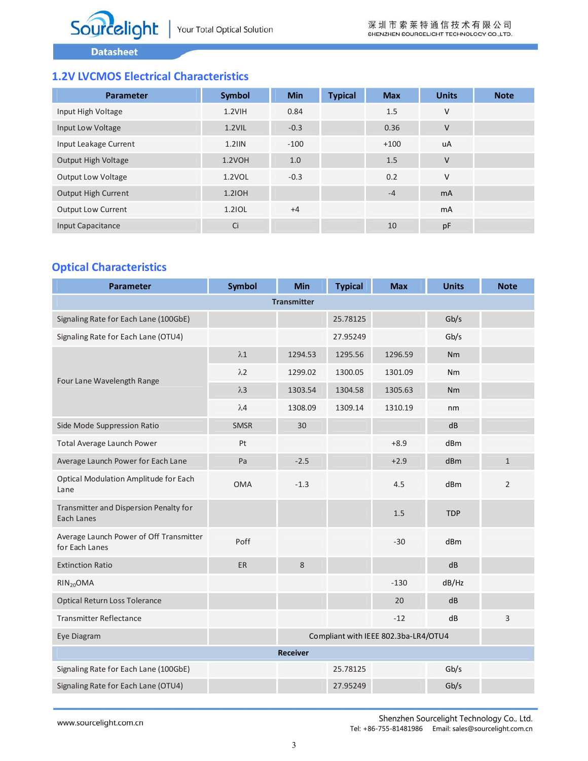## 1.2V LVCMOS Electrical Characteristics

| Parameter | Symbol | Min | Typical | Max | Units | Note |
|---|---|---|---|---|---|---|
| Input High Voltage | 1.2VIH | 0.84 | | 1.5 | V | |
| Input Low Voltage | 1.2VIL | -0.3 | | 0.36 | V | |
| Input Leakage Current | 1.2IIN | -100 | | +100 | uA | |
| Output High Voltage | 1.2VOH | 1.0 | | 1.5 | V | |
| Output Low Voltage | 1.2VOL | -0.3 | | 0.2 | V | |
| Output High Current | 1.2IOH | | | -4 | mA | |
| Output Low Current | 1.2IOL | +4 | | | mA | |
| Input Capacitance | Ci | | | 10 | pF | |

## Optical Characteristics

| Parameter | Symbol | Min | Typical | Max | Units | Note |
|---|---|---|---|---|---|---|
| **Transmitter** | | | | | | |
| Signaling Rate for Each Lane (100GbE) | | | 25.78125 | | Gb/s | |
| Signaling Rate for Each Lane (OTU4) | | | 27.95249 | | Gb/s | |
| Four Lane Wavelength Range | λ1 | 1294.53 | 1295.56 | 1296.59 | Nm | |
| | λ2 | 1299.02 | 1300.05 | 1301.09 | Nm | |
| | λ3 | 1303.54 | 1304.58 | 1305.63 | Nm | |
| | λ4 | 1308.09 | 1309.14 | 1310.19 | nm | |
| Side Mode Suppression Ratio | SMSR | 30 | | | dB | |
| Total Average Launch Power | Pt | | | +8.9 | dBm | |
| Average Launch Power for Each Lane | Pa | -2.5 | | +2.9 | dBm | 1 |
| Optical Modulation Amplitude for Each Lane | OMA | -1.3 | | 4.5 | dBm | 2 |
| Transmitter and Dispersion Penalty for Each Lanes | | | | 1.5 | TDP | |
| Average Launch Power of Off Transmitter for Each Lanes | Poff | | | -30 | dBm | |
| Extinction Ratio | ER | 8 | | | dB | |
| $RIN_{20}OMA$ | | | | -130 | dB/Hz | |
| Optical Return Loss Tolerance | | | | 20 | dB | |
| Transmitter Reflectance | | | | -12 | dB | 3 |
| Eye Diagram | | Compliant with IEEE 802.3ba-LR4/OTU4 | | | | |
| **Receiver** | | | | | | |
| Signaling Rate for Each Lane (100GbE) | | | 25.78125 | | Gb/s | |
| Signaling Rate for Each Lane (OTU4) | | | 27.95249 | | Gb/s | |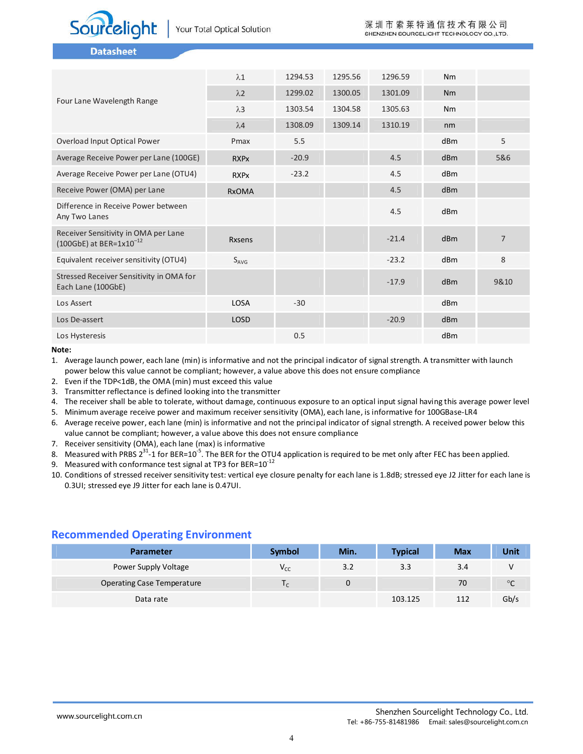| | | | | | | |
|---|---|---|---|---|---|---|
| Four Lane Wavelength Range | λ1 | 1294.53 | 1295.56 | 1296.59 | Nm | |
| | λ2 | 1299.02 | 1300.05 | 1301.09 | Nm | |
| | λ3 | 1303.54 | 1304.58 | 1305.63 | Nm | |
| | λ4 | 1308.09 | 1309.14 | 1310.19 | nm | |
| Overload Input Optical Power | Pmax | 5.5 | | | dBm | 5 |
| Average Receive Power per Lane (100GE) | RXPx | -20.9 | | 4.5 | dBm | 5&6 |
| Average Receive Power per Lane (OTU4) | RXPx | -23.2 | | 4.5 | dBm | |
| Receive Power (OMA) per Lane | RxOMA | | | 4.5 | dBm | |
| Difference in Receive Power between Any Two Lanes | | | | 4.5 | dBm | |
| Receiver Sensitivity in OMA per Lane (100GbE) at BER=1x10$^{-12}$ | Rxsens | | | -21.4 | dBm | 7 |
| Equivalent receiver sensitivity (OTU4) | $S_{AVG}$ | | | -23.2 | dBm | 8 |
| Stressed Receiver Sensitivity in OMA for Each Lane (100GbE) | | | | -17.9 | dBm | 9&10 |
| Los Assert | LOSA | -30 | | | dBm | |
| Los De-assert | LOSD | | | -20.9 | dBm | |
| Los Hysteresis | | 0.5 | | | dBm | |

**Note:**

1. Average launch power, each lane (min) is informative and not the principal indicator of signal strength. A transmitter with launch power below this value cannot be compliant; however, a value above this does not ensure compliance
2. Even if the TDP<1dB, the OMA (min) must exceed this value
3. Transmitter reflectance is defined looking into the transmitter
4. The receiver shall be able to tolerate, without damage, continuous exposure to an optical input signal having this average power level
5. Minimum average receive power and maximum receiver sensitivity (OMA), each lane, is informative for 100GBase-LR4
6. Average receive power, each lane (min) is informative and not the principal indicator of signal strength. A received power below this value cannot be compliant; however, a value above this does not ensure compliance
7. Receiver sensitivity (OMA), each lane (max) is informative
8. Measured with PRBS $2^{31}$-1 for BER=$10^{-5}$. The BER for the OTU4 application is required to be met only after FEC has been applied.
9. Measured with conformance test signal at TP3 for BER=$10^{-12}$
10. Conditions of stressed receiver sensitivity test: vertical eye closure penalty for each lane is 1.8dB; stressed eye J2 Jitter for each lane is 0.3UI; stressed eye J9 Jitter for each lane is 0.47UI.

## Recommended Operating Environment

| Parameter | Symbol | Min. | Typical | Max | Unit |
|---|---|---|---|---|---|
| Power Supply Voltage | $V_{CC}$ | 3.2 | 3.3 | 3.4 | V |
| Operating Case Temperature | $T_C$ | 0 | | 70 | °C |
| Data rate | | | 103.125 | 112 | Gb/s |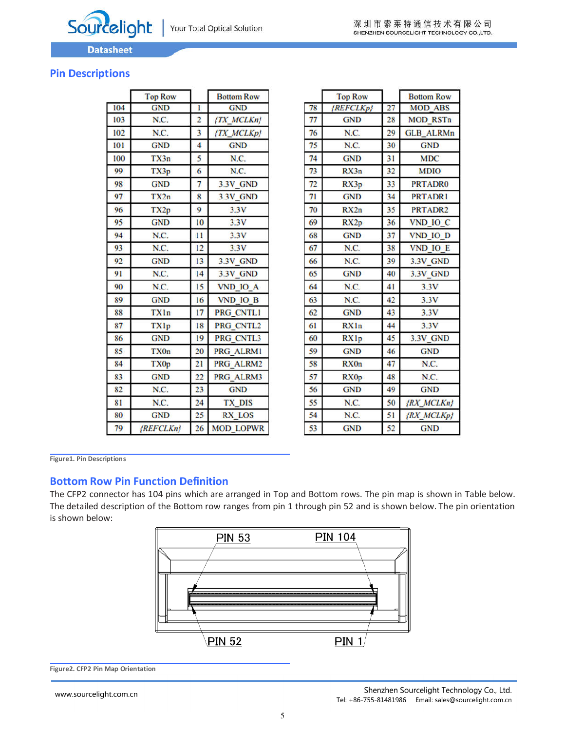## Pin Descriptions

|  | Top Row |  | Bottom Row |
|---|---|---|---|
| 104 | GND | 1 | GND |
| 103 | N.C. | 2 | *{TX_MCLKn}* |
| 102 | N.C. | 3 | *{TX_MCLKp}* |
| 101 | GND | 4 | GND |
| 100 | TX3n | 5 | N.C. |
| 99 | TX3p | 6 | N.C. |
| 98 | GND | 7 | 3.3V_GND |
| 97 | TX2n | 8 | 3.3V_GND |
| 96 | TX2p | 9 | 3.3V |
| 95 | GND | 10 | 3.3V |
| 94 | N.C. | 11 | 3.3V |
| 93 | N.C. | 12 | 3.3V |
| 92 | GND | 13 | 3.3V_GND |
| 91 | N.C. | 14 | 3.3V_GND |
| 90 | N.C. | 15 | VND_IO_A |
| 89 | GND | 16 | VND_IO_B |
| 88 | TX1n | 17 | PRG_CNTL1 |
| 87 | TX1p | 18 | PRG_CNTL2 |
| 86 | GND | 19 | PRG_CNTL3 |
| 85 | TX0n | 20 | PRG_ALRM1 |
| 84 | TX0p | 21 | PRG_ALRM2 |
| 83 | GND | 22 | PRG_ALRM3 |
| 82 | N.C. | 23 | GND |
| 81 | N.C. | 24 | TX_DIS |
| 80 | GND | 25 | RX_LOS |
| 79 | *{REFCLKn}* | 26 | MOD_LOPWR |

|  | Top Row |  | Bottom Row |
|---|---|---|---|
| 78 | *{REFCLKp}* | 27 | MOD_ABS |
| 77 | GND | 28 | MOD_RSTn |
| 76 | N.C. | 29 | GLB_ALRMn |
| 75 | N.C. | 30 | GND |
| 74 | GND | 31 | MDC |
| 73 | RX3n | 32 | MDIO |
| 72 | RX3p | 33 | PRTADR0 |
| 71 | GND | 34 | PRTADR1 |
| 70 | RX2n | 35 | PRTADR2 |
| 69 | RX2p | 36 | VND_IO_C |
| 68 | GND | 37 | VND_IO_D |
| 67 | N.C. | 38 | VND_IO_E |
| 66 | N.C. | 39 | 3.3V_GND |
| 65 | GND | 40 | 3.3V_GND |
| 64 | N.C. | 41 | 3.3V |
| 63 | N.C. | 42 | 3.3V |
| 62 | GND | 43 | 3.3V |
| 61 | RX1n | 44 | 3.3V |
| 60 | RX1p | 45 | 3.3V_GND |
| 59 | GND | 46 | GND |
| 58 | RX0n | 47 | N.C. |
| 57 | RX0p | 48 | N.C. |
| 56 | GND | 49 | GND |
| 55 | N.C. | 50 | *{RX_MCLKn}* |
| 54 | N.C. | 51 | *{RX_MCLKp}* |
| 53 | GND | 52 | GND |

**Figure1. Pin Descriptions**

## Bottom Row Pin Function Definition

The CFP2 connector has 104 pins which are arranged in Top and Bottom rows. The pin map is shown in Table below. The detailed description of the Bottom row ranges from pin 1 through pin 52 and is shown below. The pin orientation is shown below:

PIN 53 PIN 104

PIN 52 PIN 1

**Figure2. CFP2 Pin Map Orientation**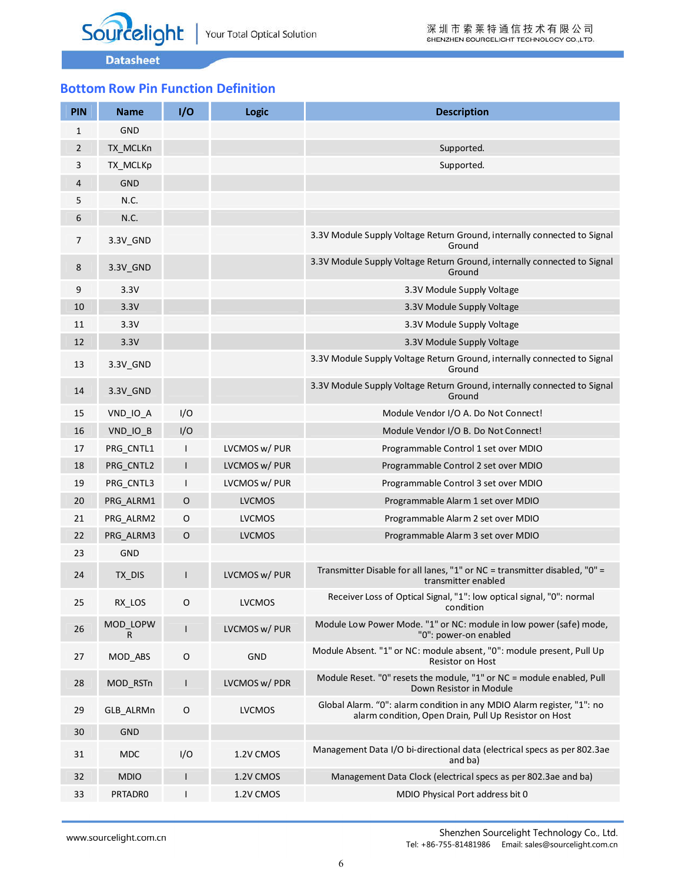## Bottom Row Pin Function Definition

| PIN | Name | I/O | Logic | Description |
|---|---|---|---|---|
| 1 | GND | | | |
| 2 | TX_MCLKn | | | Supported. |
| 3 | TX_MCLKp | | | Supported. |
| 4 | GND | | | |
| 5 | N.C. | | | |
| 6 | N.C. | | | |
| 7 | 3.3V_GND | | | 3.3V Module Supply Voltage Return Ground, internally connected to Signal Ground |
| 8 | 3.3V_GND | | | 3.3V Module Supply Voltage Return Ground, internally connected to Signal Ground |
| 9 | 3.3V | | | 3.3V Module Supply Voltage |
| 10 | 3.3V | | | 3.3V Module Supply Voltage |
| 11 | 3.3V | | | 3.3V Module Supply Voltage |
| 12 | 3.3V | | | 3.3V Module Supply Voltage |
| 13 | 3.3V_GND | | | 3.3V Module Supply Voltage Return Ground, internally connected to Signal Ground |
| 14 | 3.3V_GND | | | 3.3V Module Supply Voltage Return Ground, internally connected to Signal Ground |
| 15 | VND_IO_A | I/O | | Module Vendor I/O A. Do Not Connect! |
| 16 | VND_IO_B | I/O | | Module Vendor I/O B. Do Not Connect! |
| 17 | PRG_CNTL1 | I | LVCMOS w/ PUR | Programmable Control 1 set over MDIO |
| 18 | PRG_CNTL2 | I | LVCMOS w/ PUR | Programmable Control 2 set over MDIO |
| 19 | PRG_CNTL3 | I | LVCMOS w/ PUR | Programmable Control 3 set over MDIO |
| 20 | PRG_ALRM1 | O | LVCMOS | Programmable Alarm 1 set over MDIO |
| 21 | PRG_ALRM2 | O | LVCMOS | Programmable Alarm 2 set over MDIO |
| 22 | PRG_ALRM3 | O | LVCMOS | Programmable Alarm 3 set over MDIO |
| 23 | GND | | | |
| 24 | TX_DIS | I | LVCMOS w/ PUR | Transmitter Disable for all lanes, "1" or NC = transmitter disabled, "0" = transmitter enabled |
| 25 | RX_LOS | O | LVCMOS | Receiver Loss of Optical Signal, "1": low optical signal, "0": normal condition |
| 26 | MOD_LOPWR | I | LVCMOS w/ PUR | Module Low Power Mode. "1" or NC: module in low power (safe) mode, "0": power-on enabled |
| 27 | MOD_ABS | O | GND | Module Absent. "1" or NC: module absent, "0": module present, Pull Up Resistor on Host |
| 28 | MOD_RSTn | I | LVCMOS w/ PDR | Module Reset. "0" resets the module, "1" or NC = module enabled, Pull Down Resistor in Module |
| 29 | GLB_ALRMn | O | LVCMOS | Global Alarm. "0": alarm condition in any MDIO Alarm register, "1": no alarm condition, Open Drain, Pull Up Resistor on Host |
| 30 | GND | | | |
| 31 | MDC | I/O | 1.2V CMOS | Management Data I/O bi-directional data (electrical specs as per 802.3ae and ba) |
| 32 | MDIO | I | 1.2V CMOS | Management Data Clock (electrical specs as per 802.3ae and ba) |
| 33 | PRTADR0 | I | 1.2V CMOS | MDIO Physical Port address bit 0 |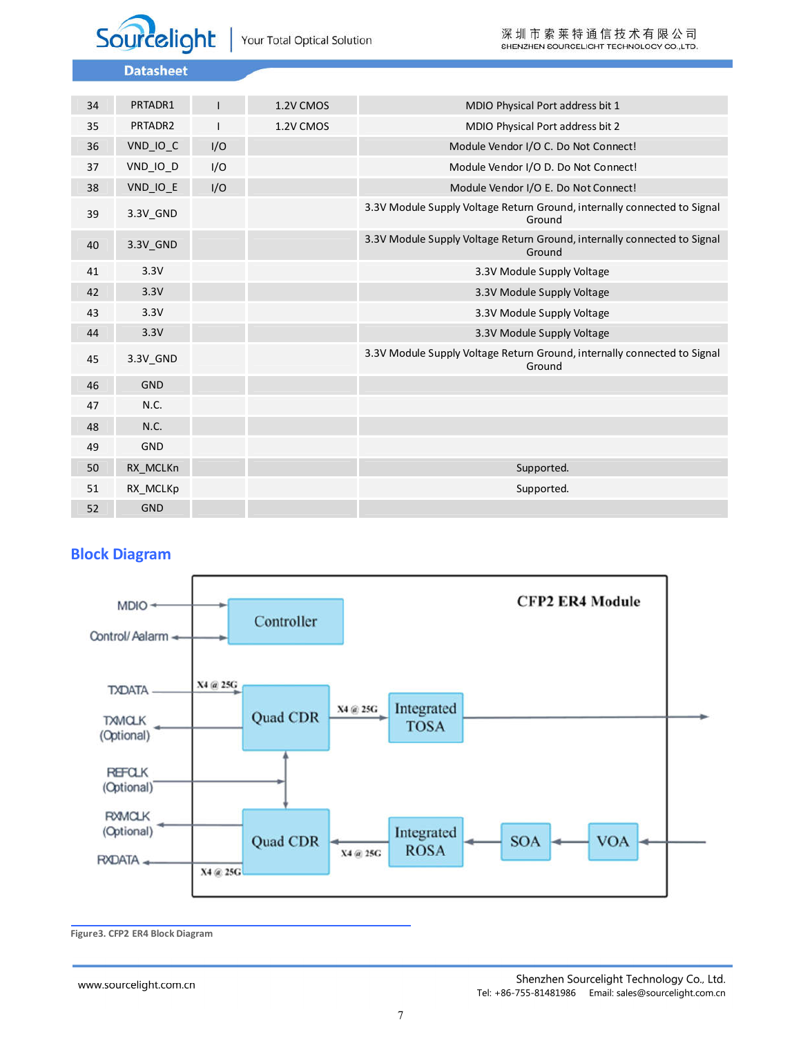| 34 | PRTADR1 | I | 1.2V CMOS | MDIO Physical Port address bit 1 |
|---|---|---|---|---|
| 35 | PRTADR2 | I | 1.2V CMOS | MDIO Physical Port address bit 2 |
| 36 | VND_IO_C | I/O | | Module Vendor I/O C. Do Not Connect! |
| 37 | VND_IO_D | I/O | | Module Vendor I/O D. Do Not Connect! |
| 38 | VND_IO_E | I/O | | Module Vendor I/O E. Do Not Connect! |
| 39 | 3.3V_GND | | | 3.3V Module Supply Voltage Return Ground, internally connected to Signal Ground |
| 40 | 3.3V_GND | | | 3.3V Module Supply Voltage Return Ground, internally connected to Signal Ground |
| 41 | 3.3V | | | 3.3V Module Supply Voltage |
| 42 | 3.3V | | | 3.3V Module Supply Voltage |
| 43 | 3.3V | | | 3.3V Module Supply Voltage |
| 44 | 3.3V | | | 3.3V Module Supply Voltage |
| 45 | 3.3V_GND | | | 3.3V Module Supply Voltage Return Ground, internally connected to Signal Ground |
| 46 | GND | | | |
| 47 | N.C. | | | |
| 48 | N.C. | | | |
| 49 | GND | | | |
| 50 | RX_MCLKn | | | Supported. |
| 51 | RX_MCLKp | | | Supported. |
| 52 | GND | | | |

## Block Diagram

Figure3. CFP2 ER4 Block Diagram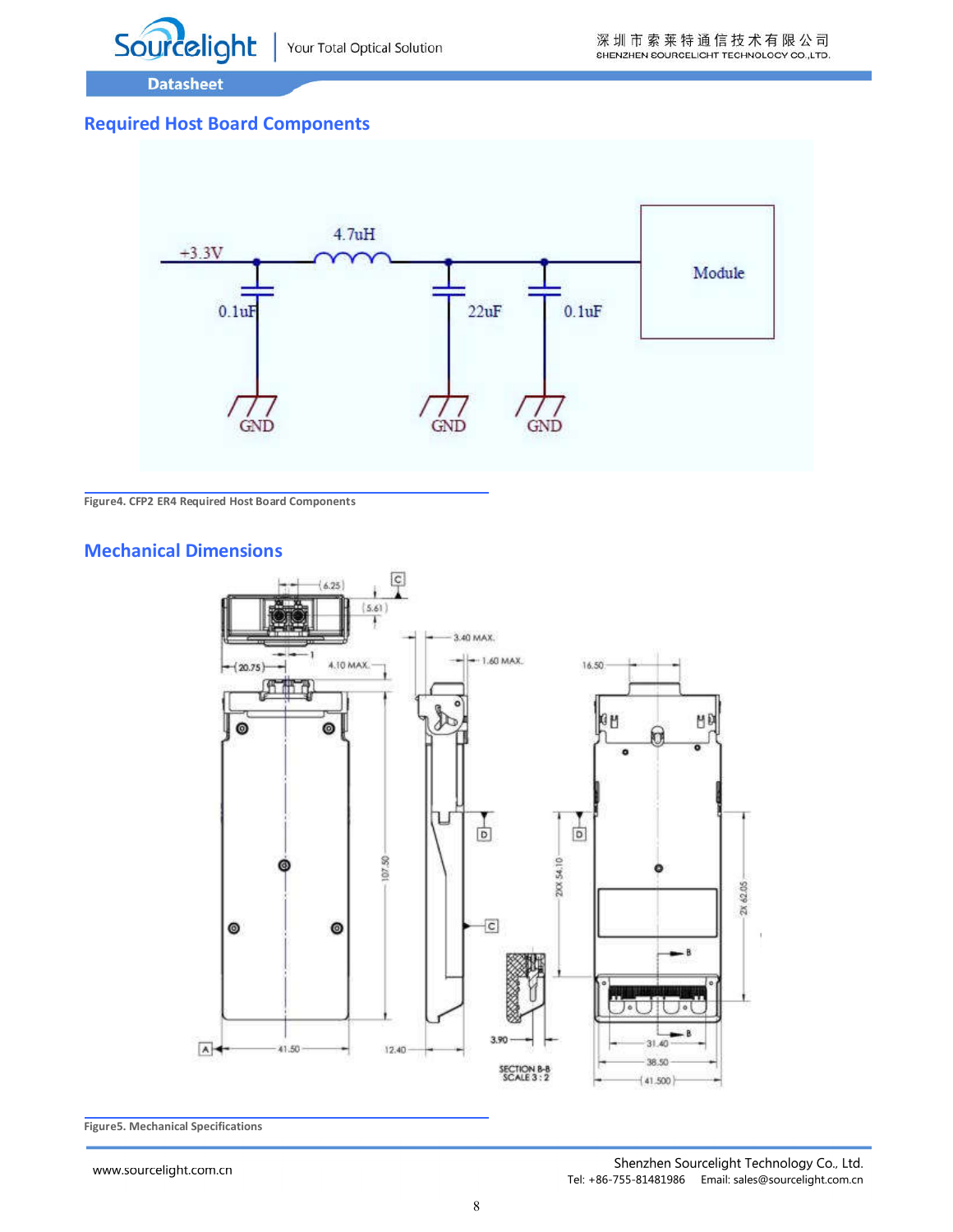## Required Host Board Components

Figure4. CFP2 ER4 Required Host Board Components

## Mechanical Dimensions

Figure5. Mechanical Specifications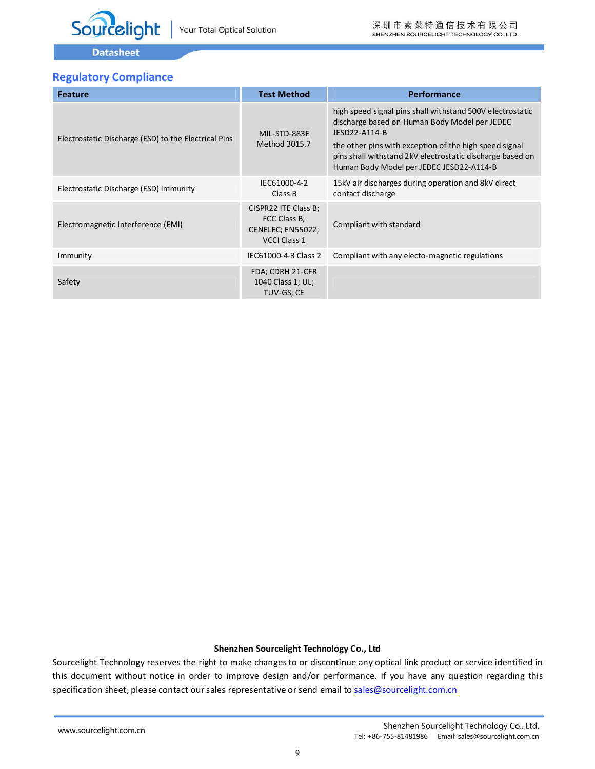## Regulatory Compliance

| Feature | Test Method | Performance |
|---|---|---|
| Electrostatic Discharge (ESD) to the Electrical Pins | MIL-STD-883E Method 3015.7 | high speed signal pins shall withstand 500V electrostatic discharge based on Human Body Model per JEDEC JESD22-A114-B<br>the other pins with exception of the high speed signal pins shall withstand 2kV electrostatic discharge based on Human Body Model per JEDEC JESD22-A114-B |
| Electrostatic Discharge (ESD) Immunity | IEC61000-4-2 Class B | 15kV air discharges during operation and 8kV direct contact discharge |
| Electromagnetic Interference (EMI) | CISPR22 ITE Class B; FCC Class B; CENELEC; EN55022; VCCI Class 1 | Compliant with standard |
| Immunity | IEC61000-4-3 Class 2 | Compliant with any electo-magnetic regulations |
| Safety | FDA; CDRH 21-CFR 1040 Class 1; UL; TUV-GS; CE | |

**Shenzhen Sourcelight Technology Co., Ltd**

Sourcelight Technology reserves the right to make changes to or discontinue any optical link product or service identified in this document without notice in order to improve design and/or performance. If you have any question regarding this specification sheet, please contact our sales representative or send email to sales@sourcelight.com.cn